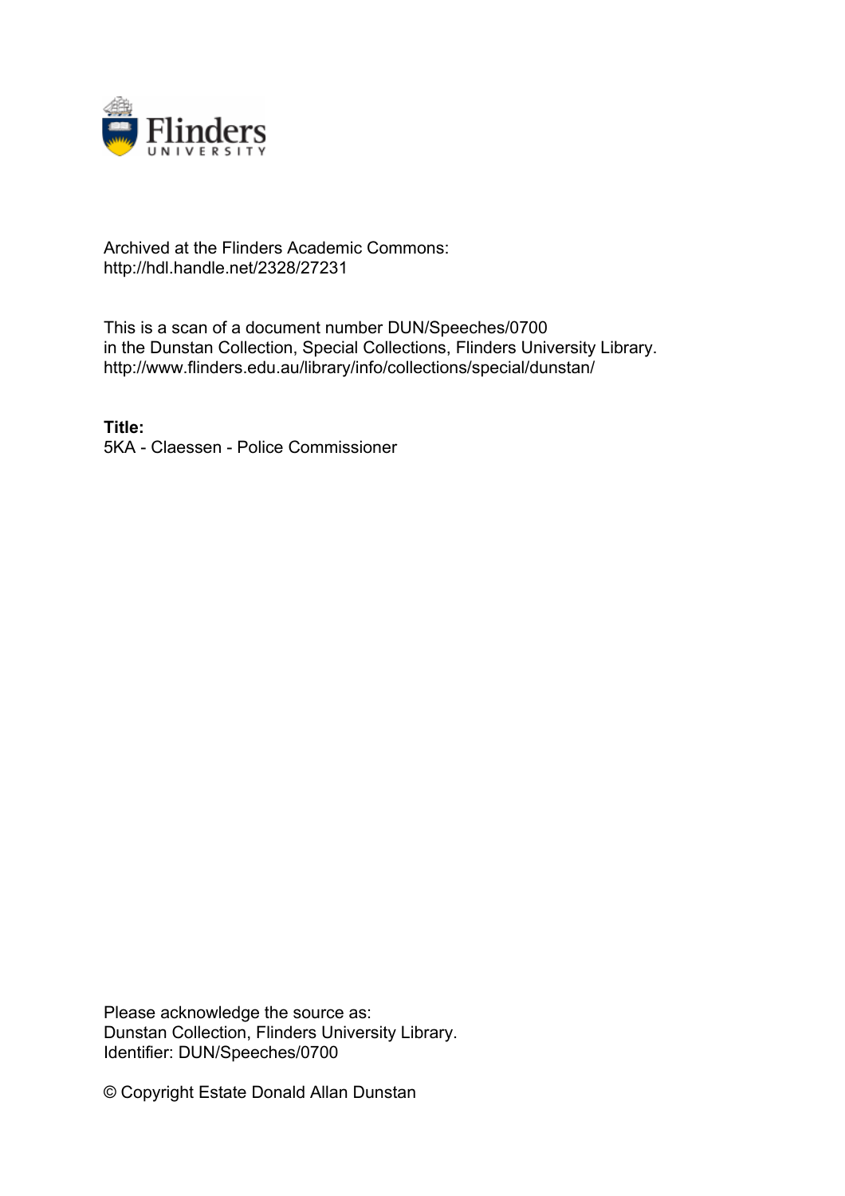Archived at the Flinders Academic Commons:
http://hdl.handle.net/2328/27231

This is a scan of a document number DUN/Speeches/0700
in the Dunstan Collection, Special Collections, Flinders University Library.
http://www.flinders.edu.au/library/info/collections/special/dunstan/

**Title:**
5KA - Claessen - Police Commissioner

Please acknowledge the source as:
Dunstan Collection, Flinders University Library.
Identifier: DUN/Speeches/0700

© Copyright Estate Donald Allan Dunstan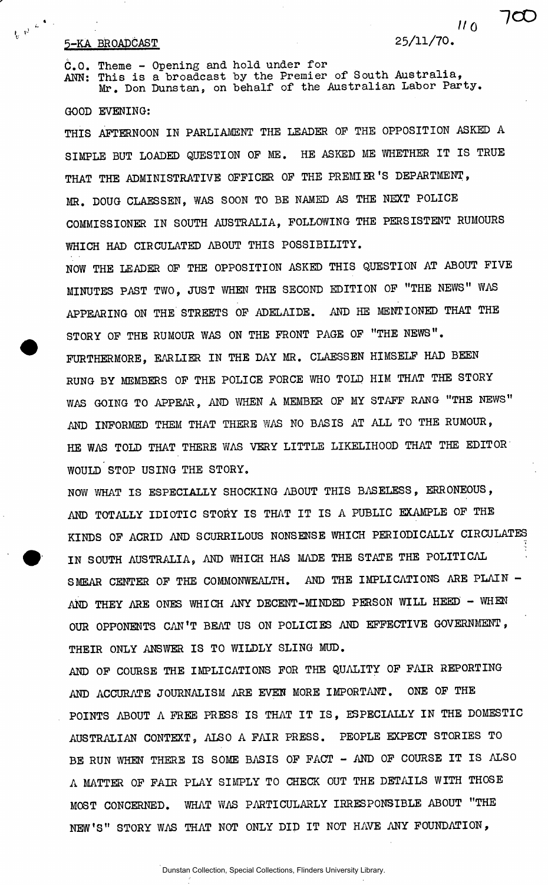5-KA BROADCAST 25/11/70.

C.O. Theme - Opening and hold under for
ANN: This is a broadcast by the Premier of South Australia, Mr. Don Dunstan, on behalf of the Australian Labor Party.

GOOD EVENING:

THIS AFTERNOON IN PARLIAMENT THE LEADER OF THE OPPOSITION ASKED A SIMPLE BUT LOADED QUESTION OF ME. HE ASKED ME WHETHER IT IS TRUE THAT THE ADMINISTRATIVE OFFICER OF THE PREMIER'S DEPARTMENT, MR. DOUG CLAESSEN, WAS SOON TO BE NAMED AS THE NEXT POLICE COMMISSIONER IN SOUTH AUSTRALIA, FOLLOWING THE PERSISTENT RUMOURS WHICH HAD CIRCULATED ABOUT THIS POSSIBILITY.

NOW THE LEADER OF THE OPPOSITION ASKED THIS QUESTION AT ABOUT FIVE MINUTES PAST TWO, JUST WHEN THE SECOND EDITION OF "THE NEWS" WAS APPEARING ON THE STREETS OF ADELAIDE. AND HE MENTIONED THAT THE STORY OF THE RUMOUR WAS ON THE FRONT PAGE OF "THE NEWS". FURTHERMORE, EARLIER IN THE DAY MR. CLAESSEN HIMSELF HAD BEEN RUNG BY MEMBERS OF THE POLICE FORCE WHO TOLD HIM THAT THE STORY WAS GOING TO APPEAR, AND WHEN A MEMBER OF MY STAFF RANG "THE NEWS" AND INFORMED THEM THAT THERE WAS NO BASIS AT ALL TO THE RUMOUR, HE WAS TOLD THAT THERE WAS VERY LITTLE LIKELIHOOD THAT THE EDITOR WOULD STOP USING THE STORY.

NOW WHAT IS ESPECIALLY SHOCKING ABOUT THIS BASELESS, ERRONEOUS, AND TOTALLY IDIOTIC STORY IS THAT IT IS A PUBLIC EXAMPLE OF THE KINDS OF ACRID AND SCURRILOUS NONSENSE WHICH PERIODICALLY CIRCULATES IN SOUTH AUSTRALIA, AND WHICH HAS MADE THE STATE THE POLITICAL SMEAR CENTER OF THE COMMONWEALTH. AND THE IMPLICATIONS ARE PLAIN - AND THEY ARE ONES WHICH ANY DECENT-MINDED PERSON WILL HEED - WHEN OUR OPPONENTS CAN'T BEAT US ON POLICIES AND EFFECTIVE GOVERNMENT, THEIR ONLY ANSWER IS TO WILDLY SLING MUD.

AND OF COURSE THE IMPLICATIONS FOR THE QUALITY OF FAIR REPORTING AND ACCURATE JOURNALISM ARE EVEN MORE IMPORTANT. ONE OF THE POINTS ABOUT A FREE PRESS IS THAT IT IS, ESPECIALLY IN THE DOMESTIC AUSTRALIAN CONTEXT, ALSO A FAIR PRESS. PEOPLE EXPECT STORIES TO BE RUN WHEN THERE IS SOME BASIS OF FACT - AND OF COURSE IT IS ALSO A MATTER OF FAIR PLAY SIMPLY TO CHECK OUT THE DETAILS WITH THOSE MOST CONCERNED. WHAT WAS PARTICULARLY IRRESPONSIBLE ABOUT "THE NEW'S" STORY WAS THAT NOT ONLY DID IT NOT HAVE ANY FOUNDATION,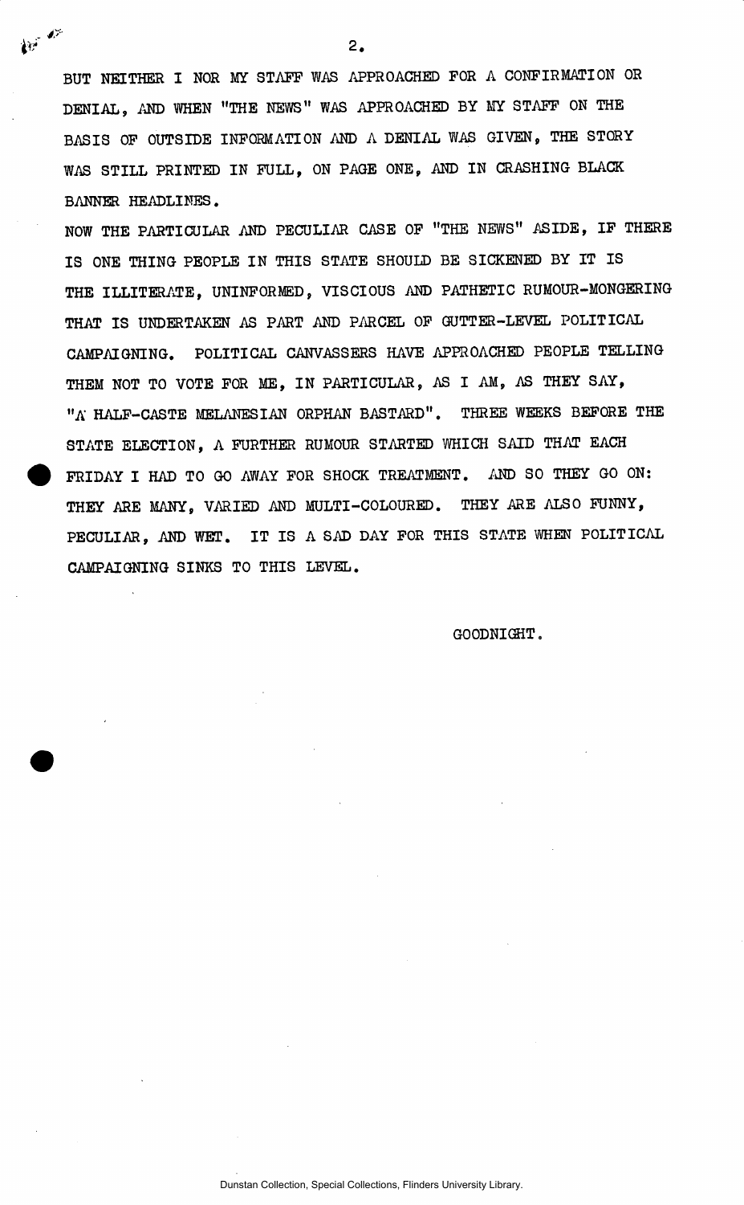BUT NEITHER I NOR MY STAFF WAS APPROACHED FOR A CONFIRMATION OR DENIAL, AND WHEN "THE NEWS" WAS APPROACHED BY MY STAFF ON THE BASIS OF OUTSIDE INFORMATION AND A DENIAL WAS GIVEN, THE STORY WAS STILL PRINTED IN FULL, ON PAGE ONE, AND IN CRASHING BLACK BANNER HEADLINES.

NOW THE PARTICULAR AND PECULIAR CASE OF "THE NEWS" ASIDE, IF THERE IS ONE THING PEOPLE IN THIS STATE SHOULD BE SICKENED BY IT IS THE ILLITERATE, UNINFORMED, VISCIOUS AND PATHETIC RUMOUR-MONGERING THAT IS UNDERTAKEN AS PART AND PARCEL OF GUTTER-LEVEL POLITICAL CAMPAIGNING. POLITICAL CANVASSERS HAVE APPROACHED PEOPLE TELLING THEM NOT TO VOTE FOR ME, IN PARTICULAR, AS I AM, AS THEY SAY, "A HALF-CASTE MELANESIAN ORPHAN BASTARD". THREE WEEKS BEFORE THE STATE ELECTION, A FURTHER RUMOUR STARTED WHICH SAID THAT EACH FRIDAY I HAD TO GO AWAY FOR SHOCK TREATMENT. AND SO THEY GO ON: THEY ARE MANY, VARIED AND MULTI-COLOURED. THEY ARE ALSO FUNNY, PECULIAR, AND WET. IT IS A SAD DAY FOR THIS STATE WHEN POLITICAL CAMPAIGNING SINKS TO THIS LEVEL.

GOODNIGHT.

Dunstan Collection, Special Collections, Flinders University Library.